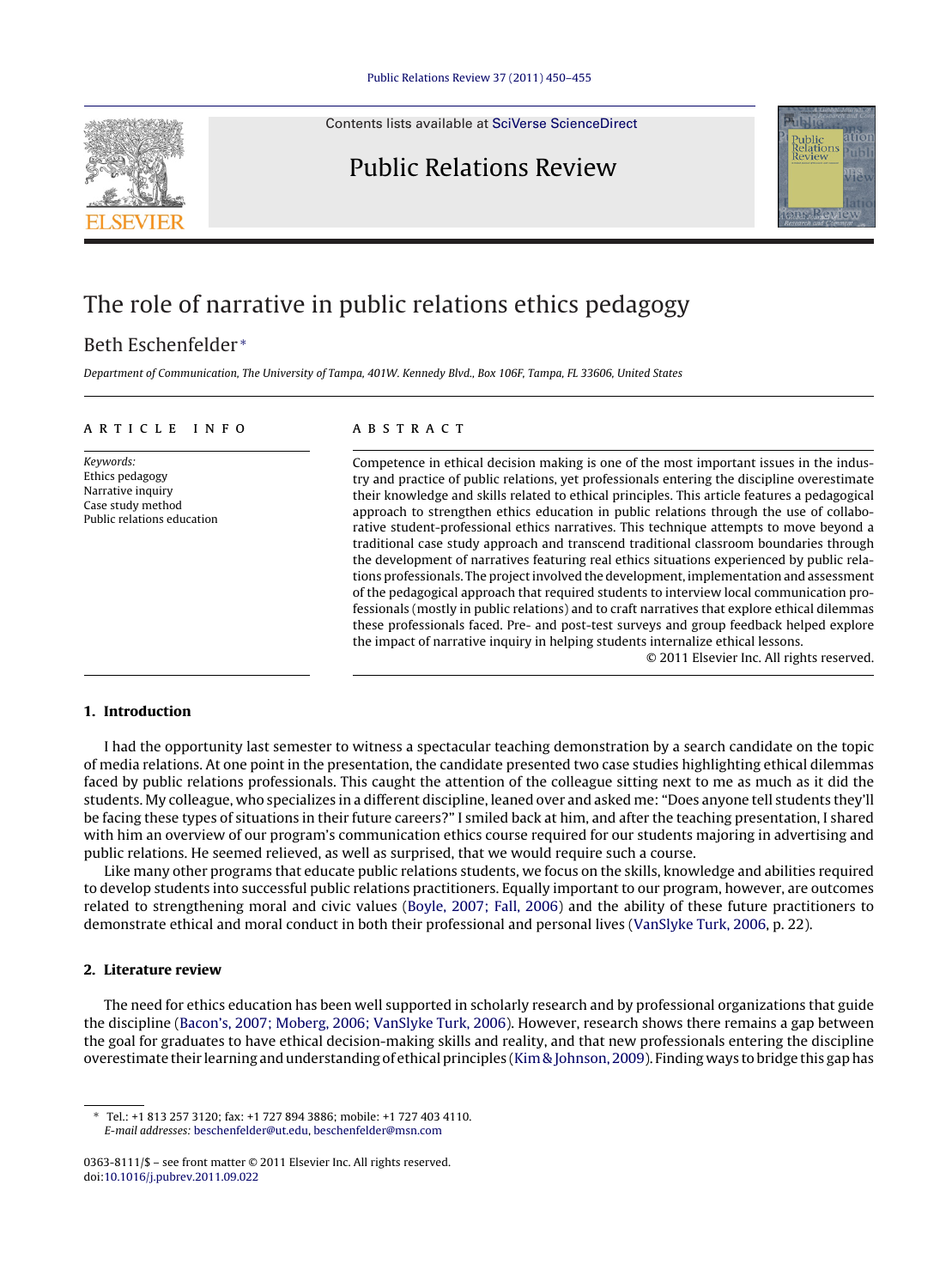# The role of narrative in public relations ethics pedagogy

Beth Eschenfelder*

*Department of Communication, The University of Tampa, 401W. Kennedy Blvd., Box 106F, Tampa, FL 33606, United States*

---

**ARTICLE INFO**

*Keywords:*
Ethics pedagogy
Narrative inquiry
Case study method
Public relations education

**ABSTRACT**

Competence in ethical decision making is one of the most important issues in the industry and practice of public relations, yet professionals entering the discipline overestimate their knowledge and skills related to ethical principles. This article features a pedagogical approach to strengthen ethics education in public relations through the use of collaborative student-professional ethics narratives. This technique attempts to move beyond a traditional case study approach and transcend traditional classroom boundaries through the development of narratives featuring real ethics situations experienced by public relations professionals. The project involved the development, implementation and assessment of the pedagogical approach that required students to interview local communication professionals (mostly in public relations) and to craft narratives that explore ethical dilemmas these professionals faced. Pre- and post-test surveys and group feedback helped explore the impact of narrative inquiry in helping students internalize ethical lessons.

© 2011 Elsevier Inc. All rights reserved.

---

## 1. Introduction

I had the opportunity last semester to witness a spectacular teaching demonstration by a search candidate on the topic of media relations. At one point in the presentation, the candidate presented two case studies highlighting ethical dilemmas faced by public relations professionals. This caught the attention of the colleague sitting next to me as much as it did the students. My colleague, who specializes in a different discipline, leaned over and asked me: "Does anyone tell students they'll be facing these types of situations in their future careers?" I smiled back at him, and after the teaching presentation, I shared with him an overview of our program's communication ethics course required for our students majoring in advertising and public relations. He seemed relieved, as well as surprised, that we would require such a course.

Like many other programs that educate public relations students, we focus on the skills, knowledge and abilities required to develop students into successful public relations practitioners. Equally important to our program, however, are outcomes related to strengthening moral and civic values (Boyle, 2007; Fall, 2006) and the ability of these future practitioners to demonstrate ethical and moral conduct in both their professional and personal lives (VanSlyke Turk, 2006, p. 22).

## 2. Literature review

The need for ethics education has been well supported in scholarly research and by professional organizations that guide the discipline (Bacon's, 2007; Moberg, 2006; VanSlyke Turk, 2006). However, research shows there remains a gap between the goal for graduates to have ethical decision-making skills and reality, and that new professionals entering the discipline overestimate their learning and understanding of ethical principles (Kim & Johnson, 2009). Finding ways to bridge this gap has

---

* Tel.: +1 813 257 3120; fax: +1 727 894 3886; mobile: +1 727 403 4110.
*E-mail addresses:* beschenfelder@ut.edu, beschenfelder@msn.com

0363-8111/$ – see front matter © 2011 Elsevier Inc. All rights reserved.
doi:10.1016/j.pubrev.2011.09.022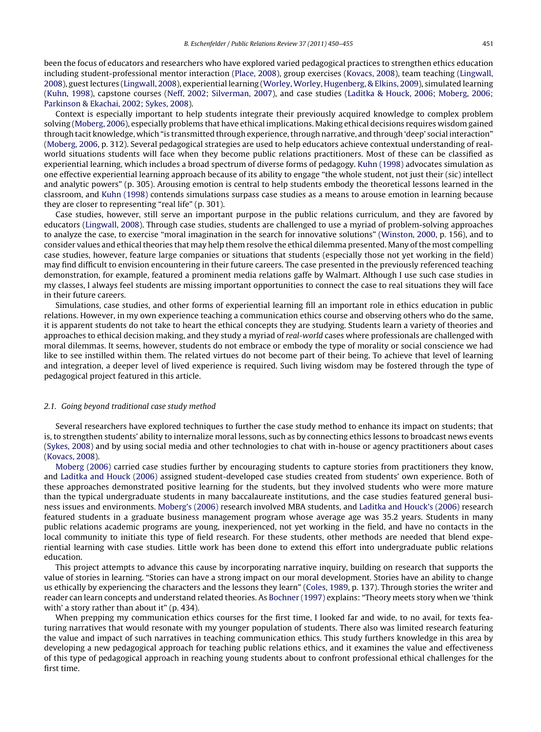been the focus of educators and researchers who have explored varied pedagogical practices to strengthen ethics education including student-professional mentor interaction (Place, 2008), group exercises (Kovacs, 2008), team teaching (Lingwall, 2008), guest lectures (Lingwall, 2008), experiential learning (Worley, Worley, Hugenberg, & Elkins, 2009), simulated learning (Kuhn, 1998), capstone courses (Neff, 2002; Silverman, 2007), and case studies (Laditka & Houck, 2006; Moberg, 2006; Parkinson & Ekachai, 2002; Sykes, 2008).

Context is especially important to help students integrate their previously acquired knowledge to complex problem solving (Moberg, 2006), especially problems that have ethical implications. Making ethical decisions requires wisdom gained through tacit knowledge, which "is transmitted through experience, through narrative, and through 'deep' social interaction" (Moberg, 2006, p. 312). Several pedagogical strategies are used to help educators achieve contextual understanding of real-world situations students will face when they become public relations practitioners. Most of these can be classified as experiential learning, which includes a broad spectrum of diverse forms of pedagogy. Kuhn (1998) advocates simulation as one effective experiential learning approach because of its ability to engage "the whole student, not just their (sic) intellect and analytic powers" (p. 305). Arousing emotion is central to help students embody the theoretical lessons learned in the classroom, and Kuhn (1998) contends simulations surpass case studies as a means to arouse emotion in learning because they are closer to representing "real life" (p. 301).

Case studies, however, still serve an important purpose in the public relations curriculum, and they are favored by educators (Lingwall, 2008). Through case studies, students are challenged to use a myriad of problem-solving approaches to analyze the case, to exercise "moral imagination in the search for innovative solutions" (Winston, 2000, p. 156), and to consider values and ethical theories that may help them resolve the ethical dilemma presented. Many of the most compelling case studies, however, feature large companies or situations that students (especially those not yet working in the field) may find difficult to envision encountering in their future careers. The case presented in the previously referenced teaching demonstration, for example, featured a prominent media relations gaffe by Walmart. Although I use such case studies in my classes, I always feel students are missing important opportunities to connect the case to real situations they will face in their future careers.

Simulations, case studies, and other forms of experiential learning fill an important role in ethics education in public relations. However, in my own experience teaching a communication ethics course and observing others who do the same, it is apparent students do not take to heart the ethical concepts they are studying. Students learn a variety of theories and approaches to ethical decision making, and they study a myriad of *real-world* cases where professionals are challenged with moral dilemmas. It seems, however, students do not embrace or embody the type of morality or social conscience we had like to see instilled within them. The related virtues do not become part of their being. To achieve that level of learning and integration, a deeper level of lived experience is required. Such living wisdom may be fostered through the type of pedagogical project featured in this article.

### 2.1. Going beyond traditional case study method

Several researchers have explored techniques to further the case study method to enhance its impact on students; that is, to strengthen students' ability to internalize moral lessons, such as by connecting ethics lessons to broadcast news events (Sykes, 2008) and by using social media and other technologies to chat with in-house or agency practitioners about cases (Kovacs, 2008).

Moberg (2006) carried case studies further by encouraging students to capture stories from practitioners they know, and Laditka and Houck (2006) assigned student-developed case studies created from students' own experience. Both of these approaches demonstrated positive learning for the students, but they involved students who were more mature than the typical undergraduate students in many baccalaureate institutions, and the case studies featured general business issues and environments. Moberg's (2006) research involved MBA students, and Laditka and Houck's (2006) research featured students in a graduate business management program whose average age was 35.2 years. Students in many public relations academic programs are young, inexperienced, not yet working in the field, and have no contacts in the local community to initiate this type of field research. For these students, other methods are needed that blend experiential learning with case studies. Little work has been done to extend this effort into undergraduate public relations education.

This project attempts to advance this cause by incorporating narrative inquiry, building on research that supports the value of stories in learning. "Stories can have a strong impact on our moral development. Stories have an ability to change us ethically by experiencing the characters and the lessons they learn" (Coles, 1989, p. 137). Through stories the writer and reader can learn concepts and understand related theories. As Bochner (1997) explains: "Theory meets story when we 'think with' a story rather than about it" (p. 434).

When prepping my communication ethics courses for the first time, I looked far and wide, to no avail, for texts featuring narratives that would resonate with my younger population of students. There also was limited research featuring the value and impact of such narratives in teaching communication ethics. This study furthers knowledge in this area by developing a new pedagogical approach for teaching public relations ethics, and it examines the value and effectiveness of this type of pedagogical approach in reaching young students about to confront professional ethical challenges for the first time.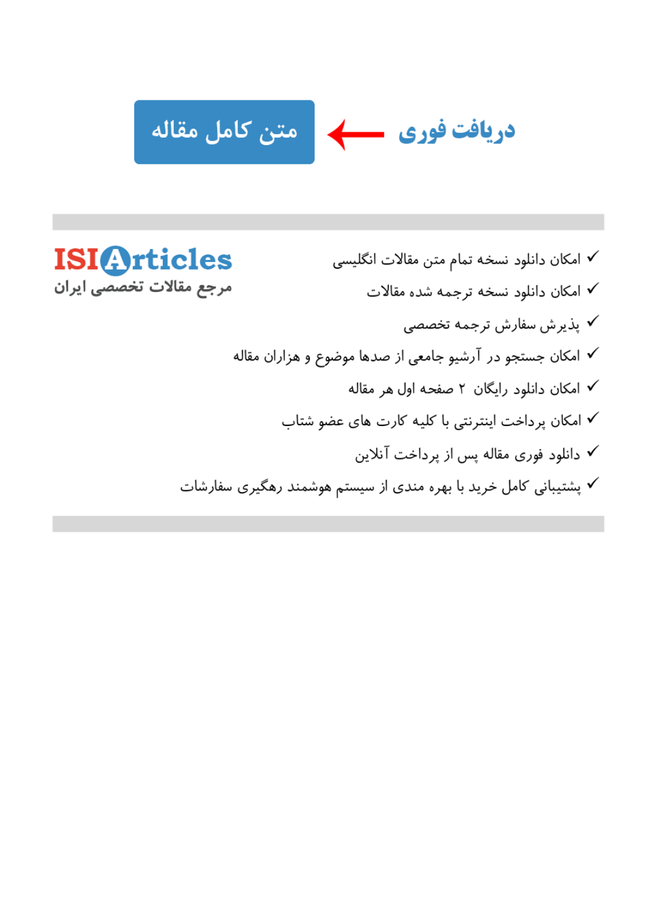دریافت فوری ← متن کامل مقاله

---

**ISIArticles**
مرجع مقالات تخصصی ایران

- ✓ امکان دانلود نسخه تمام متن مقالات انگلیسی
- ✓ امکان دانلود نسخه ترجمه شده مقالات
- ✓ پذیرش سفارش ترجمه تخصصی
- ✓ امکان جستجو در آرشیو جامعی از صدها موضوع و هزاران مقاله
- ✓ امکان دانلود رایگان ۲ صفحه اول هر مقاله
- ✓ امکان پرداخت اینترنتی با کلیه کارت های عضو شتاب
- ✓ دانلود فوری مقاله پس از پرداخت آنلاین
- ✓ پشتیبانی کامل خرید با بهره مندی از سیستم هوشمند رهگیری سفارشات

---